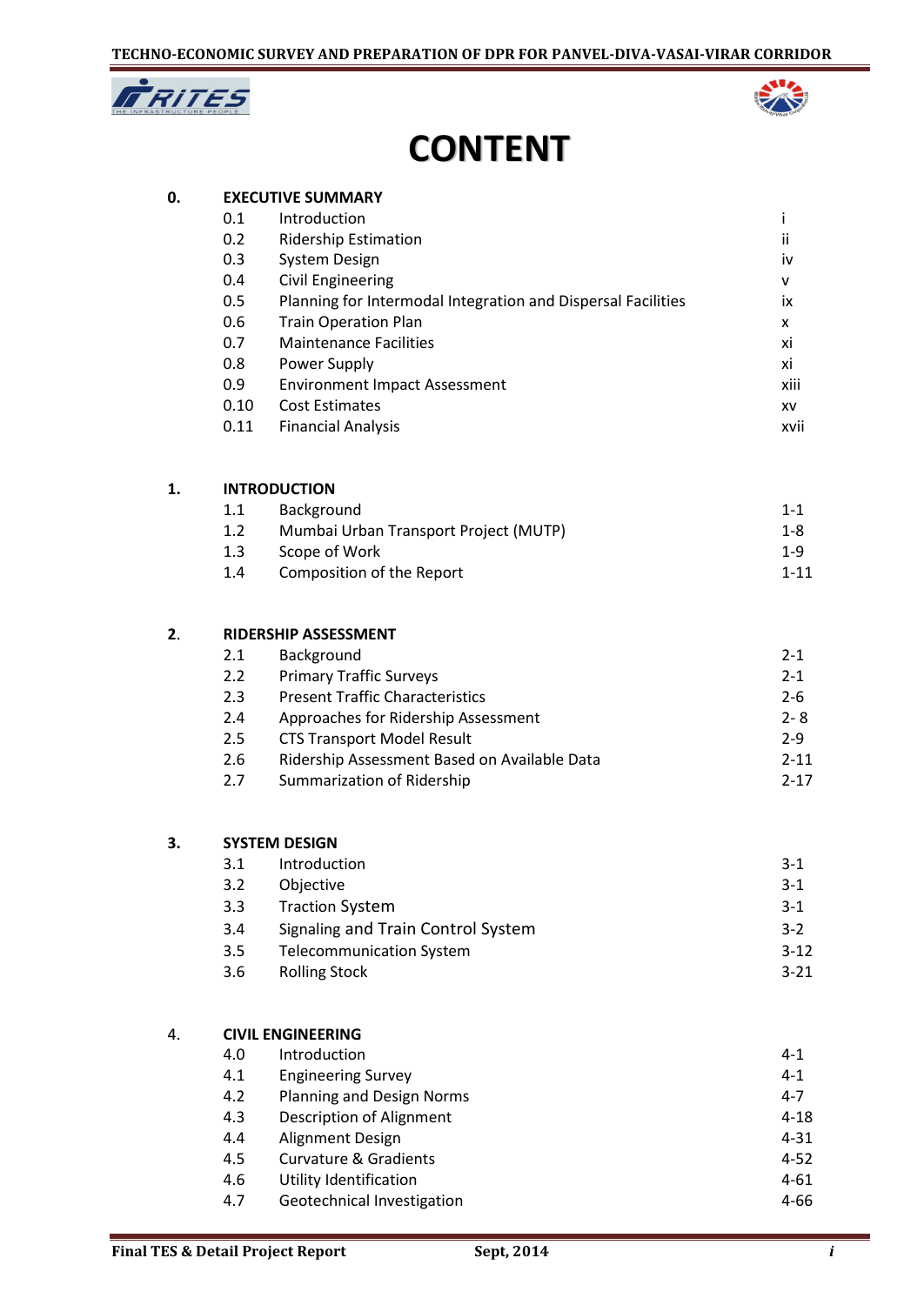# CONTENT

| | | | |
|---|---|---|---|
| **0.** | **EXECUTIVE SUMMARY** | | |
| | 0.1 | Introduction | i |
| | 0.2 | Ridership Estimation | ii |
| | 0.3 | System Design | iv |
| | 0.4 | Civil Engineering | v |
| | 0.5 | Planning for Intermodal Integration and Dispersal Facilities | ix |
| | 0.6 | Train Operation Plan | x |
| | 0.7 | Maintenance Facilities | xi |
| | 0.8 | Power Supply | xi |
| | 0.9 | Environment Impact Assessment | xiii |
| | 0.10 | Cost Estimates | xv |
| | 0.11 | Financial Analysis | xvii |
| **1.** | **INTRODUCTION** | | |
| | 1.1 | Background | 1-1 |
| | 1.2 | Mumbai Urban Transport Project (MUTP) | 1-8 |
| | 1.3 | Scope of Work | 1-9 |
| | 1.4 | Composition of the Report | 1-11 |
| **2.** | **RIDERSHIP ASSESSMENT** | | |
| | 2.1 | Background | 2-1 |
| | 2.2 | Primary Traffic Surveys | 2-1 |
| | 2.3 | Present Traffic Characteristics | 2-6 |
| | 2.4 | Approaches for Ridership Assessment | 2- 8 |
| | 2.5 | CTS Transport Model Result | 2-9 |
| | 2.6 | Ridership Assessment Based on Available Data | 2-11 |
| | 2.7 | Summarization of Ridership | 2-17 |
| **3.** | **SYSTEM DESIGN** | | |
| | 3.1 | Introduction | 3-1 |
| | 3.2 | Objective | 3-1 |
| | 3.3 | Traction System | 3-1 |
| | 3.4 | Signaling and Train Control System | 3-2 |
| | 3.5 | Telecommunication System | 3-12 |
| | 3.6 | Rolling Stock | 3-21 |
| 4. | **CIVIL ENGINEERING** | | |
| | 4.0 | Introduction | 4-1 |
| | 4.1 | Engineering Survey | 4-1 |
| | 4.2 | Planning and Design Norms | 4-7 |
| | 4.3 | Description of Alignment | 4-18 |
| | 4.4 | Alignment Design | 4-31 |
| | 4.5 | Curvature & Gradients | 4-52 |
| | 4.6 | Utility Identification | 4-61 |
| | 4.7 | Geotechnical Investigation | 4-66 |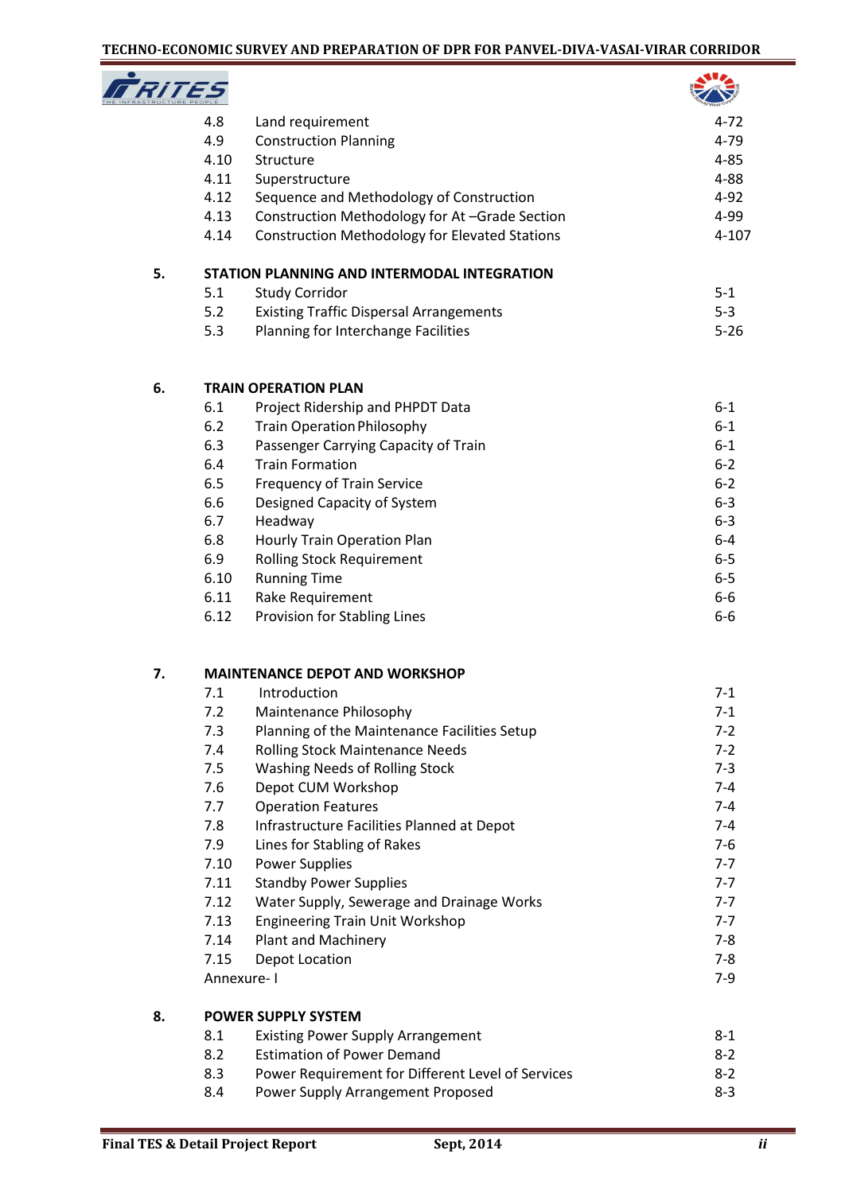| | | | |
|---|---|---|---|
| | 4.8 | Land requirement | 4-72 |
| | 4.9 | Construction Planning | 4-79 |
| | 4.10 | Structure | 4-85 |
| | 4.11 | Superstructure | 4-88 |
| | 4.12 | Sequence and Methodology of Construction | 4-92 |
| | 4.13 | Construction Methodology for At –Grade Section | 4-99 |
| | 4.14 | Construction Methodology for Elevated Stations | 4-107 |
| **5.** | **STATION PLANNING AND INTERMODAL INTEGRATION** | | |
| | 5.1 | Study Corridor | 5-1 |
| | 5.2 | Existing Traffic Dispersal Arrangements | 5-3 |
| | 5.3 | Planning for Interchange Facilities | 5-26 |
| **6.** | **TRAIN OPERATION PLAN** | | |
| | 6.1 | Project Ridership and PHPDT Data | 6-1 |
| | 6.2 | Train Operation Philosophy | 6-1 |
| | 6.3 | Passenger Carrying Capacity of Train | 6-1 |
| | 6.4 | Train Formation | 6-2 |
| | 6.5 | Frequency of Train Service | 6-2 |
| | 6.6 | Designed Capacity of System | 6-3 |
| | 6.7 | Headway | 6-3 |
| | 6.8 | Hourly Train Operation Plan | 6-4 |
| | 6.9 | Rolling Stock Requirement | 6-5 |
| | 6.10 | Running Time | 6-5 |
| | 6.11 | Rake Requirement | 6-6 |
| | 6.12 | Provision for Stabling Lines | 6-6 |
| **7.** | **MAINTENANCE DEPOT AND WORKSHOP** | | |
| | 7.1 | Introduction | 7-1 |
| | 7.2 | Maintenance Philosophy | 7-1 |
| | 7.3 | Planning of the Maintenance Facilities Setup | 7-2 |
| | 7.4 | Rolling Stock Maintenance Needs | 7-2 |
| | 7.5 | Washing Needs of Rolling Stock | 7-3 |
| | 7.6 | Depot CUM Workshop | 7-4 |
| | 7.7 | Operation Features | 7-4 |
| | 7.8 | Infrastructure Facilities Planned at Depot | 7-4 |
| | 7.9 | Lines for Stabling of Rakes | 7-6 |
| | 7.10 | Power Supplies | 7-7 |
| | 7.11 | Standby Power Supplies | 7-7 |
| | 7.12 | Water Supply, Sewerage and Drainage Works | 7-7 |
| | 7.13 | Engineering Train Unit Workshop | 7-7 |
| | 7.14 | Plant and Machinery | 7-8 |
| | 7.15 | Depot Location | 7-8 |
| | Annexure- I | | 7-9 |
| **8.** | **POWER SUPPLY SYSTEM** | | |
| | 8.1 | Existing Power Supply Arrangement | 8-1 |
| | 8.2 | Estimation of Power Demand | 8-2 |
| | 8.3 | Power Requirement for Different Level of Services | 8-2 |
| | 8.4 | Power Supply Arrangement Proposed | 8-3 |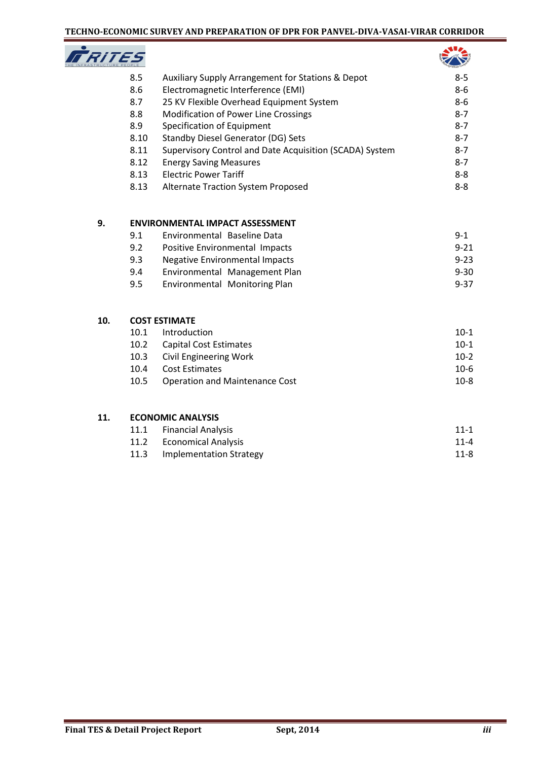| | | |
|---|---|---|
| 8.5 | Auxiliary Supply Arrangement for Stations & Depot | 8-5 |
| 8.6 | Electromagnetic Interference (EMI) | 8-6 |
| 8.7 | 25 KV Flexible Overhead Equipment System | 8-6 |
| 8.8 | Modification of Power Line Crossings | 8-7 |
| 8.9 | Specification of Equipment | 8-7 |
| 8.10 | Standby Diesel Generator (DG) Sets | 8-7 |
| 8.11 | Supervisory Control and Date Acquisition (SCADA) System | 8-7 |
| 8.12 | Energy Saving Measures | 8-7 |
| 8.13 | Electric Power Tariff | 8-8 |
| 8.13 | Alternate Traction System Proposed | 8-8 |

**9. ENVIRONMENTAL IMPACT ASSESSMENT**

| | | |
|---|---|---|
| 9.1 | Environmental Baseline Data | 9-1 |
| 9.2 | Positive Environmental Impacts | 9-21 |
| 9.3 | Negative Environmental Impacts | 9-23 |
| 9.4 | Environmental Management Plan | 9-30 |
| 9.5 | Environmental Monitoring Plan | 9-37 |

**10. COST ESTIMATE**

| | | |
|---|---|---|
| 10.1 | Introduction | 10-1 |
| 10.2 | Capital Cost Estimates | 10-1 |
| 10.3 | Civil Engineering Work | 10-2 |
| 10.4 | Cost Estimates | 10-6 |
| 10.5 | Operation and Maintenance Cost | 10-8 |

**11. ECONOMIC ANALYSIS**

| | | |
|---|---|---|
| 11.1 | Financial Analysis | 11-1 |
| 11.2 | Economical Analysis | 11-4 |
| 11.3 | Implementation Strategy | 11-8 |